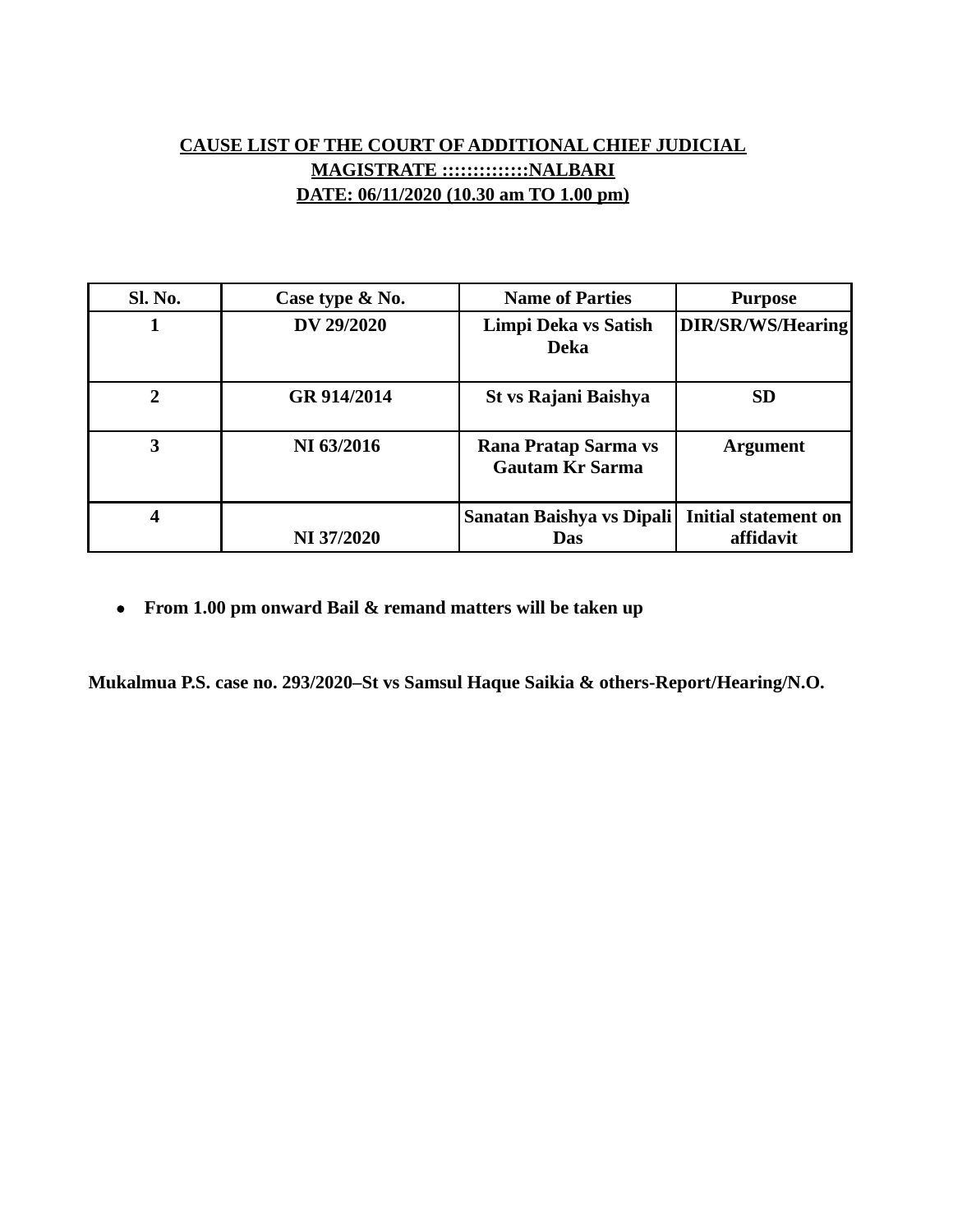**CAUSE LIST OF THE COURT OF ADDITIONAL CHIEF JUDICIAL MAGISTRATE :::::::::::::NALBARI**

**DATE: 06/11/2020 (10.30 am TO 1.00 pm)**

| Sl. No. | Case type & No. | Name of Parties | Purpose |
|---|---|---|---|
| 1 | DV 29/2020 | Limpi Deka vs Satish Deka | DIR/SR/WS/Hearing |
| 2 | GR 914/2014 | St vs Rajani Baishya | SD |
| 3 | NI 63/2016 | Rana Pratap Sarma vs Gautam Kr Sarma | Argument |
| 4 | NI 37/2020 | Sanatan Baishya vs Dipali Das | Initial statement on affidavit |

- **From 1.00 pm onward Bail & remand matters will be taken up**

**Mukalmua P.S. case no. 293/2020–St vs Samsul Haque Saikia & others-Report/Hearing/N.O.**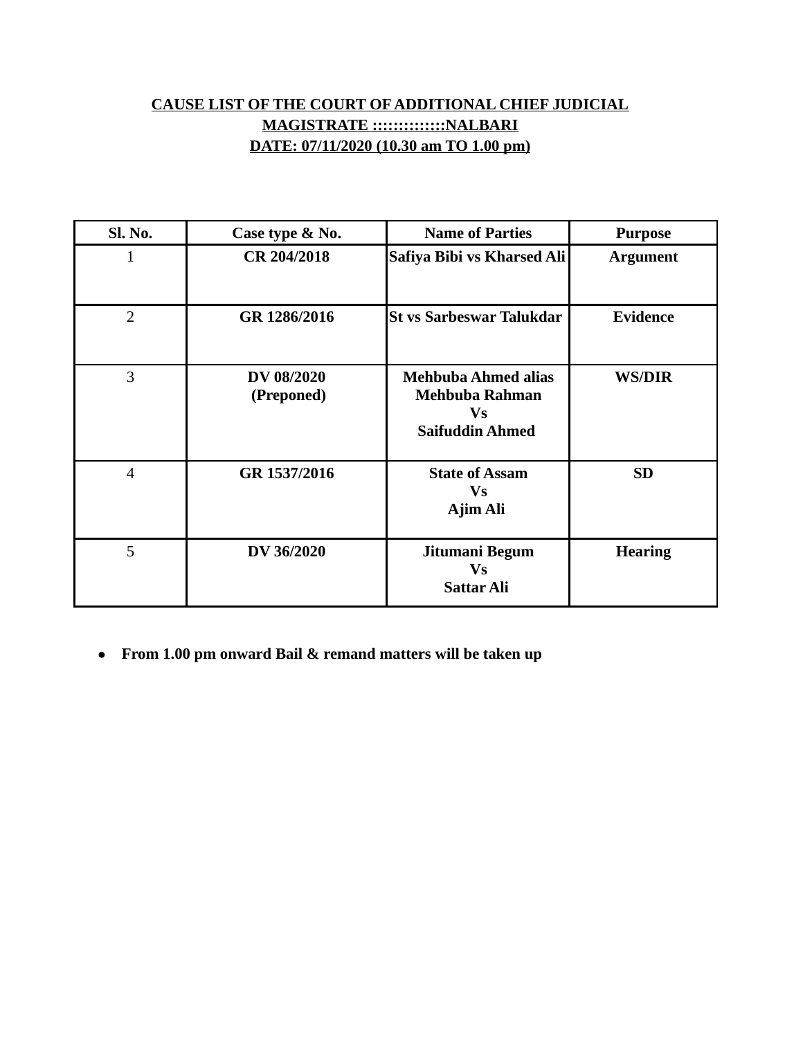**CAUSE LIST OF THE COURT OF ADDITIONAL CHIEF JUDICIAL MAGISTRATE :::::::::::::NALBARI**
**DATE: 07/11/2020 (10.30 am TO 1.00 pm)**

| Sl. No. | Case type & No. | Name of Parties | Purpose |
|---|---|---|---|
| 1 | **CR 204/2018** | **Safiya Bibi vs Kharsed Ali** | **Argument** |
| 2 | **GR 1286/2016** | **St vs Sarbeswar Talukdar** | **Evidence** |
| 3 | **DV 08/2020 (Preponed)** | **Mehbuba Ahmed alias Mehbuba Rahman Vs Saifuddin Ahmed** | **WS/DIR** |
| 4 | **GR 1537/2016** | **State of Assam Vs Ajim Ali** | **SD** |
| 5 | **DV 36/2020** | **Jitumani Begum Vs Sattar Ali** | **Hearing** |

- **From 1.00 pm onward Bail & remand matters will be taken up**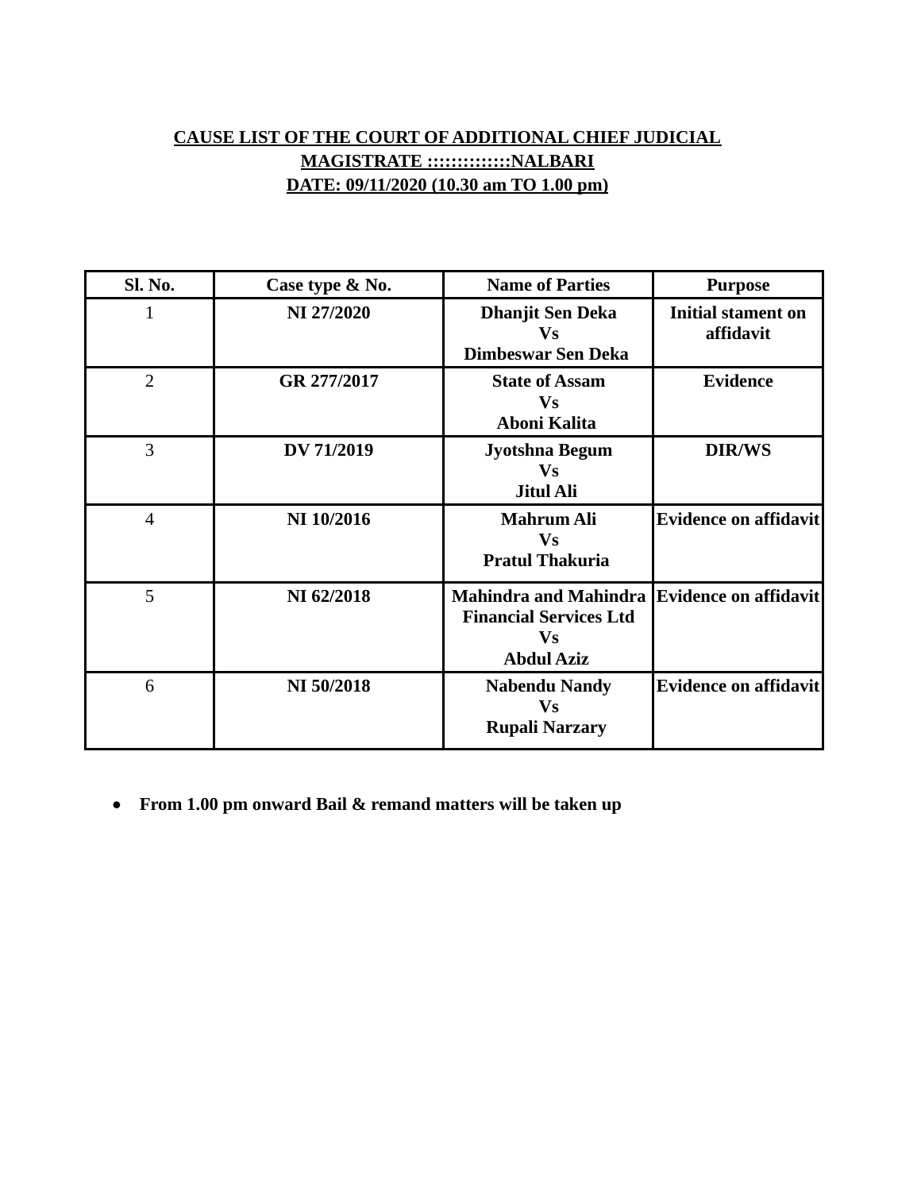**CAUSE LIST OF THE COURT OF ADDITIONAL CHIEF JUDICIAL MAGISTRATE :::::::::::::NALBARI**

**DATE: 09/11/2020 (10.30 am TO 1.00 pm)**

| Sl. No. | Case type & No. | Name of Parties | Purpose |
|---|---|---|---|
| 1 | **NI 27/2020** | **Dhanjit Sen Deka Vs Dimbeswar Sen Deka** | **Initial stament on affidavit** |
| 2 | **GR 277/2017** | **State of Assam Vs Aboni Kalita** | **Evidence** |
| 3 | **DV 71/2019** | **Jyotshna Begum Vs Jitul Ali** | **DIR/WS** |
| 4 | **NI 10/2016** | **Mahrum Ali Vs Pratul Thakuria** | **Evidence on affidavit** |
| 5 | **NI 62/2018** | **Mahindra and Mahindra Financial Services Ltd Vs Abdul Aziz** | **Evidence on affidavit** |
| 6 | **NI 50/2018** | **Nabendu Nandy Vs Rupali Narzary** | **Evidence on affidavit** |

- **From 1.00 pm onward Bail & remand matters will be taken up**